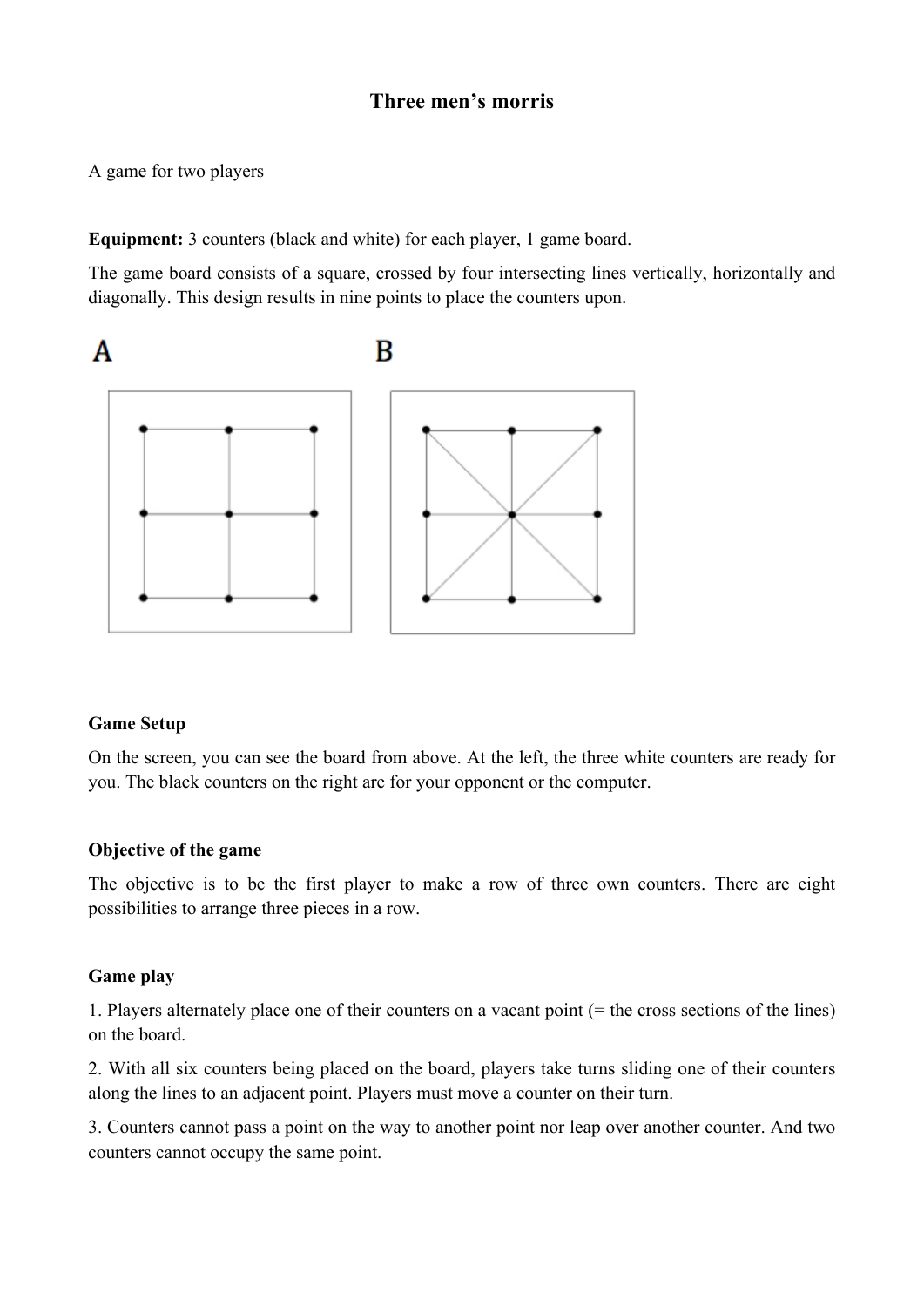# Three men's morris

A game for two players

**Equipment:** 3 counters (black and white) for each player, 1 game board.

The game board consists of a square, crossed by four intersecting lines vertically, horizontally and diagonally. This design results in nine points to place the counters upon.

A

B

## Game Setup

On the screen, you can see the board from above. At the left, the three white counters are ready for you. The black counters on the right are for your opponent or the computer.

## Objective of the game

The objective is to be the first player to make a row of three own counters. There are eight possibilities to arrange three pieces in a row.

## Game play

1. Players alternately place one of their counters on a vacant point (= the cross sections of the lines) on the board.

2. With all six counters being placed on the board, players take turns sliding one of their counters along the lines to an adjacent point. Players must move a counter on their turn.

3. Counters cannot pass a point on the way to another point nor leap over another counter. And two counters cannot occupy the same point.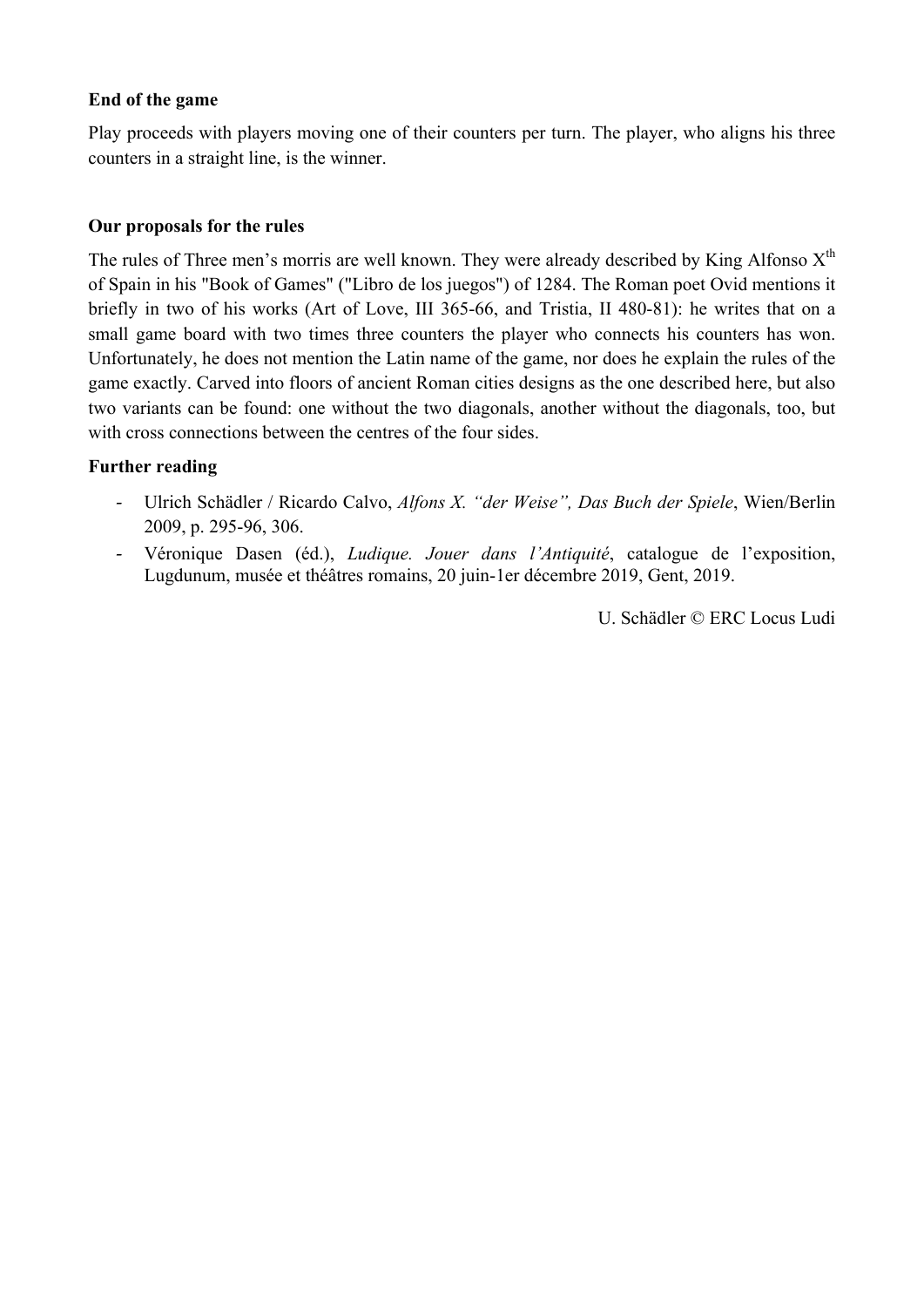**End of the game**

Play proceeds with players moving one of their counters per turn. The player, who aligns his three counters in a straight line, is the winner.

**Our proposals for the rules**

The rules of Three men's morris are well known. They were already described by King Alfonso X$^{th}$ of Spain in his "Book of Games" ("Libro de los juegos") of 1284. The Roman poet Ovid mentions it briefly in two of his works (Art of Love, III 365-66, and Tristia, II 480-81): he writes that on a small game board with two times three counters the player who connects his counters has won. Unfortunately, he does not mention the Latin name of the game, nor does he explain the rules of the game exactly. Carved into floors of ancient Roman cities designs as the one described here, but also two variants can be found: one without the two diagonals, another without the diagonals, too, but with cross connections between the centres of the four sides.

**Further reading**

- Ulrich Schädler / Ricardo Calvo, *Alfons X. "der Weise", Das Buch der Spiele*, Wien/Berlin 2009, p. 295-96, 306.
- Véronique Dasen (éd.), *Ludique. Jouer dans l'Antiquité*, catalogue de l'exposition, Lugdunum, musée et théâtres romains, 20 juin-1er décembre 2019, Gent, 2019.

U. Schädler © ERC Locus Ludi